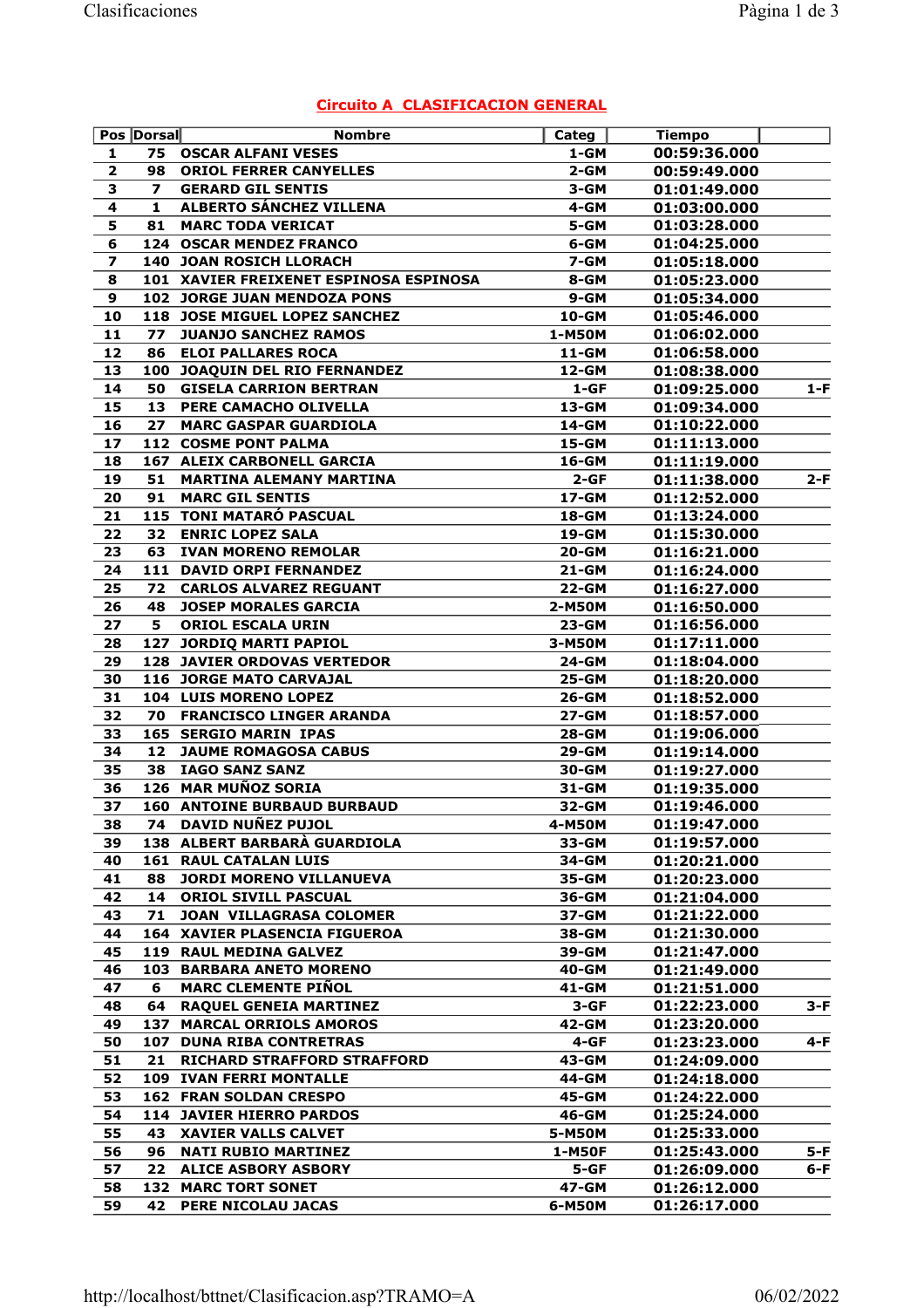## Circuito A CLASIFICACION GENERAL

| Pos | Dorsal | Nombre | Categ | Tiempo | |
|---|---|---|---|---|---|
| 1 | 75 | OSCAR ALFANI VESES | 1-GM | 00:59:36.000 | |
| 2 | 98 | ORIOL FERRER CANYELLES | 2-GM | 00:59:49.000 | |
| 3 | 7 | GERARD GIL SENTIS | 3-GM | 01:01:49.000 | |
| 4 | 1 | ALBERTO SÁNCHEZ VILLENA | 4-GM | 01:03:00.000 | |
| 5 | 81 | MARC TODA VERICAT | 5-GM | 01:03:28.000 | |
| 6 | 124 | OSCAR MENDEZ FRANCO | 6-GM | 01:04:25.000 | |
| 7 | 140 | JOAN ROSICH LLORACH | 7-GM | 01:05:18.000 | |
| 8 | 101 | XAVIER FREIXENET ESPINOSA ESPINOSA | 8-GM | 01:05:23.000 | |
| 9 | 102 | JORGE JUAN MENDOZA PONS | 9-GM | 01:05:34.000 | |
| 10 | 118 | JOSE MIGUEL LOPEZ SANCHEZ | 10-GM | 01:05:46.000 | |
| 11 | 77 | JUANJO SANCHEZ RAMOS | 1-M50M | 01:06:02.000 | |
| 12 | 86 | ELOI PALLARES ROCA | 11-GM | 01:06:58.000 | |
| 13 | 100 | JOAQUIN DEL RIO FERNANDEZ | 12-GM | 01:08:38.000 | |
| 14 | 50 | GISELA CARRION BERTRAN | 1-GF | 01:09:25.000 | 1-F |
| 15 | 13 | PERE CAMACHO OLIVELLA | 13-GM | 01:09:34.000 | |
| 16 | 27 | MARC GASPAR GUARDIOLA | 14-GM | 01:10:22.000 | |
| 17 | 112 | COSME PONT PALMA | 15-GM | 01:11:13.000 | |
| 18 | 167 | ALEIX CARBONELL GARCIA | 16-GM | 01:11:19.000 | |
| 19 | 51 | MARTINA ALEMANY MARTINA | 2-GF | 01:11:38.000 | 2-F |
| 20 | 91 | MARC GIL SENTIS | 17-GM | 01:12:52.000 | |
| 21 | 115 | TONI MATARÓ PASCUAL | 18-GM | 01:13:24.000 | |
| 22 | 32 | ENRIC LOPEZ SALA | 19-GM | 01:15:30.000 | |
| 23 | 63 | IVAN MORENO REMOLAR | 20-GM | 01:16:21.000 | |
| 24 | 111 | DAVID ORPI FERNANDEZ | 21-GM | 01:16:24.000 | |
| 25 | 72 | CARLOS ALVAREZ REGUANT | 22-GM | 01:16:27.000 | |
| 26 | 48 | JOSEP MORALES GARCIA | 2-M50M | 01:16:50.000 | |
| 27 | 5 | ORIOL ESCALA URIN | 23-GM | 01:16:56.000 | |
| 28 | 127 | JORDIQ MARTI PAPIOL | 3-M50M | 01:17:11.000 | |
| 29 | 128 | JAVIER ORDOVAS VERTEDOR | 24-GM | 01:18:04.000 | |
| 30 | 116 | JORGE MATO CARVAJAL | 25-GM | 01:18:20.000 | |
| 31 | 104 | LUIS MORENO LOPEZ | 26-GM | 01:18:52.000 | |
| 32 | 70 | FRANCISCO LINGER ARANDA | 27-GM | 01:18:57.000 | |
| 33 | 165 | SERGIO MARIN IPAS | 28-GM | 01:19:06.000 | |
| 34 | 12 | JAUME ROMAGOSA CABUS | 29-GM | 01:19:14.000 | |
| 35 | 38 | IAGO SANZ SANZ | 30-GM | 01:19:27.000 | |
| 36 | 126 | MAR MUÑOZ SORIA | 31-GM | 01:19:35.000 | |
| 37 | 160 | ANTOINE BURBAUD BURBAUD | 32-GM | 01:19:46.000 | |
| 38 | 74 | DAVID NUÑEZ PUJOL | 4-M50M | 01:19:47.000 | |
| 39 | 138 | ALBERT BARBARÀ GUARDIOLA | 33-GM | 01:19:57.000 | |
| 40 | 161 | RAUL CATALAN LUIS | 34-GM | 01:20:21.000 | |
| 41 | 88 | JORDI MORENO VILLANUEVA | 35-GM | 01:20:23.000 | |
| 42 | 14 | ORIOL SIVILL PASCUAL | 36-GM | 01:21:04.000 | |
| 43 | 71 | JOAN VILLAGRASA COLOMER | 37-GM | 01:21:22.000 | |
| 44 | 164 | XAVIER PLASENCIA FIGUEROA | 38-GM | 01:21:30.000 | |
| 45 | 119 | RAUL MEDINA GALVEZ | 39-GM | 01:21:47.000 | |
| 46 | 103 | BARBARA ANETO MORENO | 40-GM | 01:21:49.000 | |
| 47 | 6 | MARC CLEMENTE PIÑOL | 41-GM | 01:21:51.000 | |
| 48 | 64 | RAQUEL GENEIA MARTINEZ | 3-GF | 01:22:23.000 | 3-F |
| 49 | 137 | MARCAL ORRIOLS AMOROS | 42-GM | 01:23:20.000 | |
| 50 | 107 | DUNA RIBA CONTRETRAS | 4-GF | 01:23:23.000 | 4-F |
| 51 | 21 | RICHARD STRAFFORD STRAFFORD | 43-GM | 01:24:09.000 | |
| 52 | 109 | IVAN FERRI MONTALLE | 44-GM | 01:24:18.000 | |
| 53 | 162 | FRAN SOLDAN CRESPO | 45-GM | 01:24:22.000 | |
| 54 | 114 | JAVIER HIERRO PARDOS | 46-GM | 01:25:24.000 | |
| 55 | 43 | XAVIER VALLS CALVET | 5-M50M | 01:25:33.000 | |
| 56 | 96 | NATI RUBIO MARTINEZ | 1-M50F | 01:25:43.000 | 5-F |
| 57 | 22 | ALICE ASBORY ASBORY | 5-GF | 01:26:09.000 | 6-F |
| 58 | 132 | MARC TORT SONET | 47-GM | 01:26:12.000 | |
| 59 | 42 | PERE NICOLAU JACAS | 6-M50M | 01:26:17.000 | |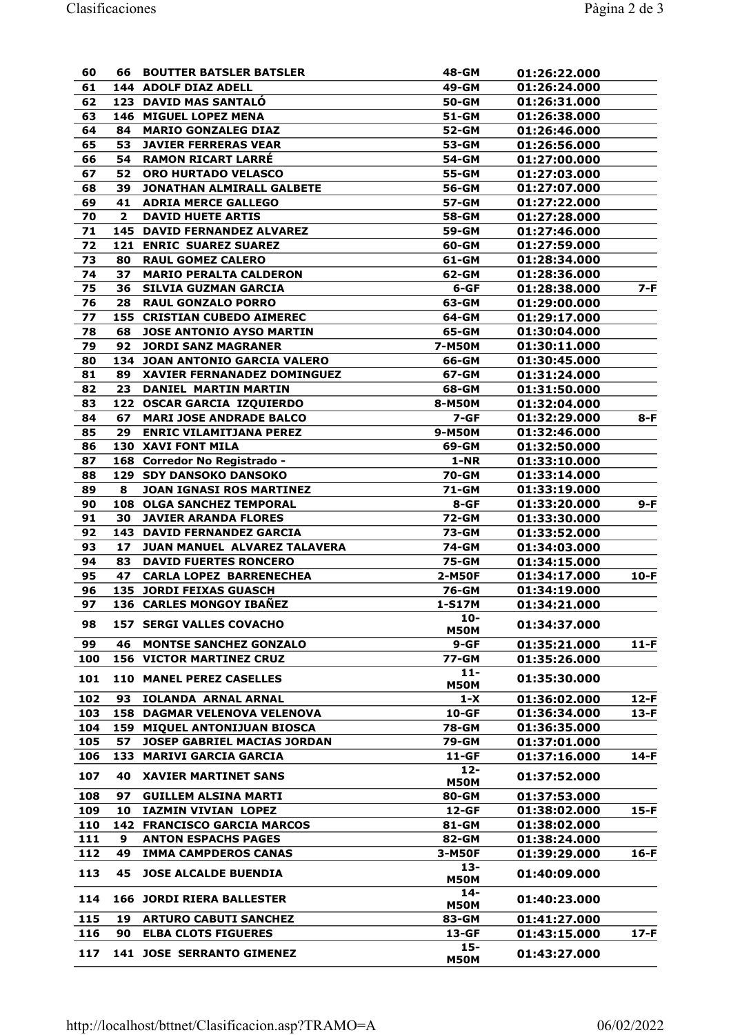| | | | | | |
|---|---|---|---|---|---|
| 60 | 66 | BOUTTER BATSLER BATSLER | 48-GM | 01:26:22.000 | |
| 61 | 144 | ADOLF DIAZ ADELL | 49-GM | 01:26:24.000 | |
| 62 | 123 | DAVID MAS SANTALÓ | 50-GM | 01:26:31.000 | |
| 63 | 146 | MIGUEL LOPEZ MENA | 51-GM | 01:26:38.000 | |
| 64 | 84 | MARIO GONZALEG DIAZ | 52-GM | 01:26:46.000 | |
| 65 | 53 | JAVIER FERRERAS VEAR | 53-GM | 01:26:56.000 | |
| 66 | 54 | RAMON RICART LARRÉ | 54-GM | 01:27:00.000 | |
| 67 | 52 | ORO HURTADO VELASCO | 55-GM | 01:27:03.000 | |
| 68 | 39 | JONATHAN ALMIRALL GALBETE | 56-GM | 01:27:07.000 | |
| 69 | 41 | ADRIA MERCE GALLEGO | 57-GM | 01:27:22.000 | |
| 70 | 2 | DAVID HUETE ARTIS | 58-GM | 01:27:28.000 | |
| 71 | 145 | DAVID FERNANDEZ ALVAREZ | 59-GM | 01:27:46.000 | |
| 72 | 121 | ENRIC SUAREZ SUAREZ | 60-GM | 01:27:59.000 | |
| 73 | 80 | RAUL GOMEZ CALERO | 61-GM | 01:28:34.000 | |
| 74 | 37 | MARIO PERALTA CALDERON | 62-GM | 01:28:36.000 | |
| 75 | 36 | SILVIA GUZMAN GARCIA | 6-GF | 01:28:38.000 | 7-F |
| 76 | 28 | RAUL GONZALO PORRO | 63-GM | 01:29:00.000 | |
| 77 | 155 | CRISTIAN CUBEDO AIMEREC | 64-GM | 01:29:17.000 | |
| 78 | 68 | JOSE ANTONIO AYSO MARTIN | 65-GM | 01:30:04.000 | |
| 79 | 92 | JORDI SANZ MAGRANER | 7-M50M | 01:30:11.000 | |
| 80 | 134 | JOAN ANTONIO GARCIA VALERO | 66-GM | 01:30:45.000 | |
| 81 | 89 | XAVIER FERNANADEZ DOMINGUEZ | 67-GM | 01:31:24.000 | |
| 82 | 23 | DANIEL MARTIN MARTIN | 68-GM | 01:31:50.000 | |
| 83 | 122 | OSCAR GARCIA IZQUIERDO | 8-M50M | 01:32:04.000 | |
| 84 | 67 | MARI JOSE ANDRADE BALCO | 7-GF | 01:32:29.000 | 8-F |
| 85 | 29 | ENRIC VILAMITJANA PEREZ | 9-M50M | 01:32:46.000 | |
| 86 | 130 | XAVI FONT MILA | 69-GM | 01:32:50.000 | |
| 87 | 168 | Corredor No Registrado - | 1-NR | 01:33:10.000 | |
| 88 | 129 | SDY DANSOKO DANSOKO | 70-GM | 01:33:14.000 | |
| 89 | 8 | JOAN IGNASI ROS MARTINEZ | 71-GM | 01:33:19.000 | |
| 90 | 108 | OLGA SANCHEZ TEMPORAL | 8-GF | 01:33:20.000 | 9-F |
| 91 | 30 | JAVIER ARANDA FLORES | 72-GM | 01:33:30.000 | |
| 92 | 143 | DAVID FERNANDEZ GARCIA | 73-GM | 01:33:52.000 | |
| 93 | 17 | JUAN MANUEL ALVAREZ TALAVERA | 74-GM | 01:34:03.000 | |
| 94 | 83 | DAVID FUERTES RONCERO | 75-GM | 01:34:15.000 | |
| 95 | 47 | CARLA LOPEZ BARRENECHEA | 2-M50F | 01:34:17.000 | 10-F |
| 96 | 135 | JORDI FEIXAS GUASCH | 76-GM | 01:34:19.000 | |
| 97 | 136 | CARLES MONGOY IBAÑEZ | 1-S17M | 01:34:21.000 | |
| 98 | 157 | SERGI VALLES COVACHO | 10-M50M | 01:34:37.000 | |
| 99 | 46 | MONTSE SANCHEZ GONZALO | 9-GF | 01:35:21.000 | 11-F |
| 100 | 156 | VICTOR MARTINEZ CRUZ | 77-GM | 01:35:26.000 | |
| 101 | 110 | MANEL PEREZ CASELLES | 11-M50M | 01:35:30.000 | |
| 102 | 93 | IOLANDA ARNAL ARNAL | 1-X | 01:36:02.000 | 12-F |
| 103 | 158 | DAGMAR VELENOVA VELENOVA | 10-GF | 01:36:34.000 | 13-F |
| 104 | 159 | MIQUEL ANTONIJUAN BIOSCA | 78-GM | 01:36:35.000 | |
| 105 | 57 | JOSEP GABRIEL MACIAS JORDAN | 79-GM | 01:37:01.000 | |
| 106 | 133 | MARIVI GARCIA GARCIA | 11-GF | 01:37:16.000 | 14-F |
| 107 | 40 | XAVIER MARTINET SANS | 12-M50M | 01:37:52.000 | |
| 108 | 97 | GUILLEM ALSINA MARTI | 80-GM | 01:37:53.000 | |
| 109 | 10 | IAZMIN VIVIAN LOPEZ | 12-GF | 01:38:02.000 | 15-F |
| 110 | 142 | FRANCISCO GARCIA MARCOS | 81-GM | 01:38:02.000 | |
| 111 | 9 | ANTON ESPACHS PAGES | 82-GM | 01:38:24.000 | |
| 112 | 49 | IMMA CAMPDEROS CANAS | 3-M50F | 01:39:29.000 | 16-F |
| 113 | 45 | JOSE ALCALDE BUENDIA | 13-M50M | 01:40:09.000 | |
| 114 | 166 | JORDI RIERA BALLESTER | 14-M50M | 01:40:23.000 | |
| 115 | 19 | ARTURO CABUTI SANCHEZ | 83-GM | 01:41:27.000 | |
| 116 | 90 | ELBA CLOTS FIGUERES | 13-GF | 01:43:15.000 | 17-F |
| 117 | 141 | JOSE SERRANTO GIMENEZ | 15-M50M | 01:43:27.000 | |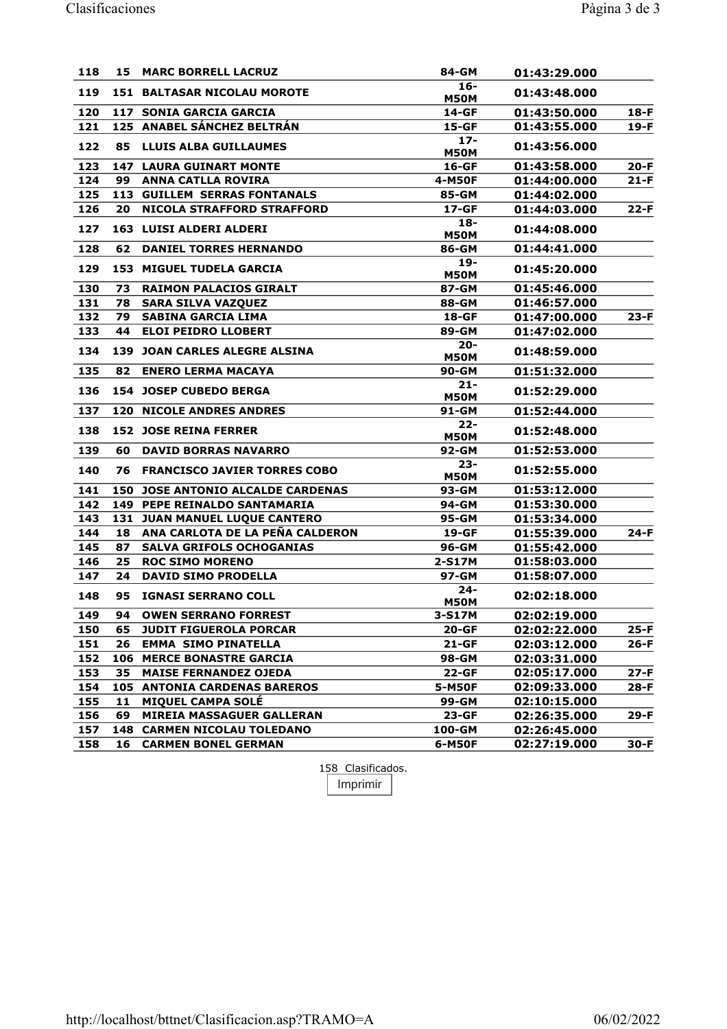| | | | | | |
|---|---|---|---|---|---|
| 118 | 15 | MARC BORRELL LACRUZ | 84-GM | 01:43:29.000 | |
| 119 | 151 | BALTASAR NICOLAU MOROTE | 16-M50M | 01:43:48.000 | |
| 120 | 117 | SONIA GARCIA GARCIA | 14-GF | 01:43:50.000 | 18-F |
| 121 | 125 | ANABEL SÁNCHEZ BELTRÁN | 15-GF | 01:43:55.000 | 19-F |
| 122 | 85 | LLUIS ALBA GUILLAUMES | 17-M50M | 01:43:56.000 | |
| 123 | 147 | LAURA GUINART MONTE | 16-GF | 01:43:58.000 | 20-F |
| 124 | 99 | ANNA CATLLA ROVIRA | 4-M50F | 01:44:00.000 | 21-F |
| 125 | 113 | GUILLEM SERRAS FONTANALS | 85-GM | 01:44:02.000 | |
| 126 | 20 | NICOLA STRAFFORD STRAFFORD | 17-GF | 01:44:03.000 | 22-F |
| 127 | 163 | LUISI ALDERI ALDERI | 18-M50M | 01:44:08.000 | |
| 128 | 62 | DANIEL TORRES HERNANDO | 86-GM | 01:44:41.000 | |
| 129 | 153 | MIGUEL TUDELA GARCIA | 19-M50M | 01:45:20.000 | |
| 130 | 73 | RAIMON PALACIOS GIRALT | 87-GM | 01:45:46.000 | |
| 131 | 78 | SARA SILVA VAZQUEZ | 88-GM | 01:46:57.000 | |
| 132 | 79 | SABINA GARCIA LIMA | 18-GF | 01:47:00.000 | 23-F |
| 133 | 44 | ELOI PEIDRO LLOBERT | 89-GM | 01:47:02.000 | |
| 134 | 139 | JOAN CARLES ALEGRE ALSINA | 20-M50M | 01:48:59.000 | |
| 135 | 82 | ENERO LERMA MACAYA | 90-GM | 01:51:32.000 | |
| 136 | 154 | JOSEP CUBEDO BERGA | 21-M50M | 01:52:29.000 | |
| 137 | 120 | NICOLE ANDRES ANDRES | 91-GM | 01:52:44.000 | |
| 138 | 152 | JOSE REINA FERRER | 22-M50M | 01:52:48.000 | |
| 139 | 60 | DAVID BORRAS NAVARRO | 92-GM | 01:52:53.000 | |
| 140 | 76 | FRANCISCO JAVIER TORRES COBO | 23-M50M | 01:52:55.000 | |
| 141 | 150 | JOSE ANTONIO ALCALDE CARDENAS | 93-GM | 01:53:12.000 | |
| 142 | 149 | PEPE REINALDO SANTAMARIA | 94-GM | 01:53:30.000 | |
| 143 | 131 | JUAN MANUEL LUQUE CANTERO | 95-GM | 01:53:34.000 | |
| 144 | 18 | ANA CARLOTA DE LA PEÑA CALDERON | 19-GF | 01:55:39.000 | 24-F |
| 145 | 87 | SALVA GRIFOLS OCHOGANIAS | 96-GM | 01:55:42.000 | |
| 146 | 25 | ROC SIMO MORENO | 2-S17M | 01:58:03.000 | |
| 147 | 24 | DAVID SIMO PRODELLA | 97-GM | 01:58:07.000 | |
| 148 | 95 | IGNASI SERRANO COLL | 24-M50M | 02:02:18.000 | |
| 149 | 94 | OWEN SERRANO FORREST | 3-S17M | 02:02:19.000 | |
| 150 | 65 | JUDIT FIGUEROLA PORCAR | 20-GF | 02:02:22.000 | 25-F |
| 151 | 26 | EMMA SIMO PINATELLA | 21-GF | 02:03:12.000 | 26-F |
| 152 | 106 | MERCE BONASTRE GARCIA | 98-GM | 02:03:31.000 | |
| 153 | 35 | MAISE FERNANDEZ OJEDA | 22-GF | 02:05:17.000 | 27-F |
| 154 | 105 | ANTONIA CARDENAS BAREROS | 5-M50F | 02:09:33.000 | 28-F |
| 155 | 11 | MIQUEL CAMPA SOLÉ | 99-GM | 02:10:15.000 | |
| 156 | 69 | MIREIA MASSAGUER GALLERAN | 23-GF | 02:26:35.000 | 29-F |
| 157 | 148 | CARMEN NICOLAU TOLEDANO | 100-GM | 02:26:45.000 | |
| 158 | 16 | CARMEN BONEL GERMAN | 6-M50F | 02:27:19.000 | 30-F |

158 Clasificados.

Imprimir